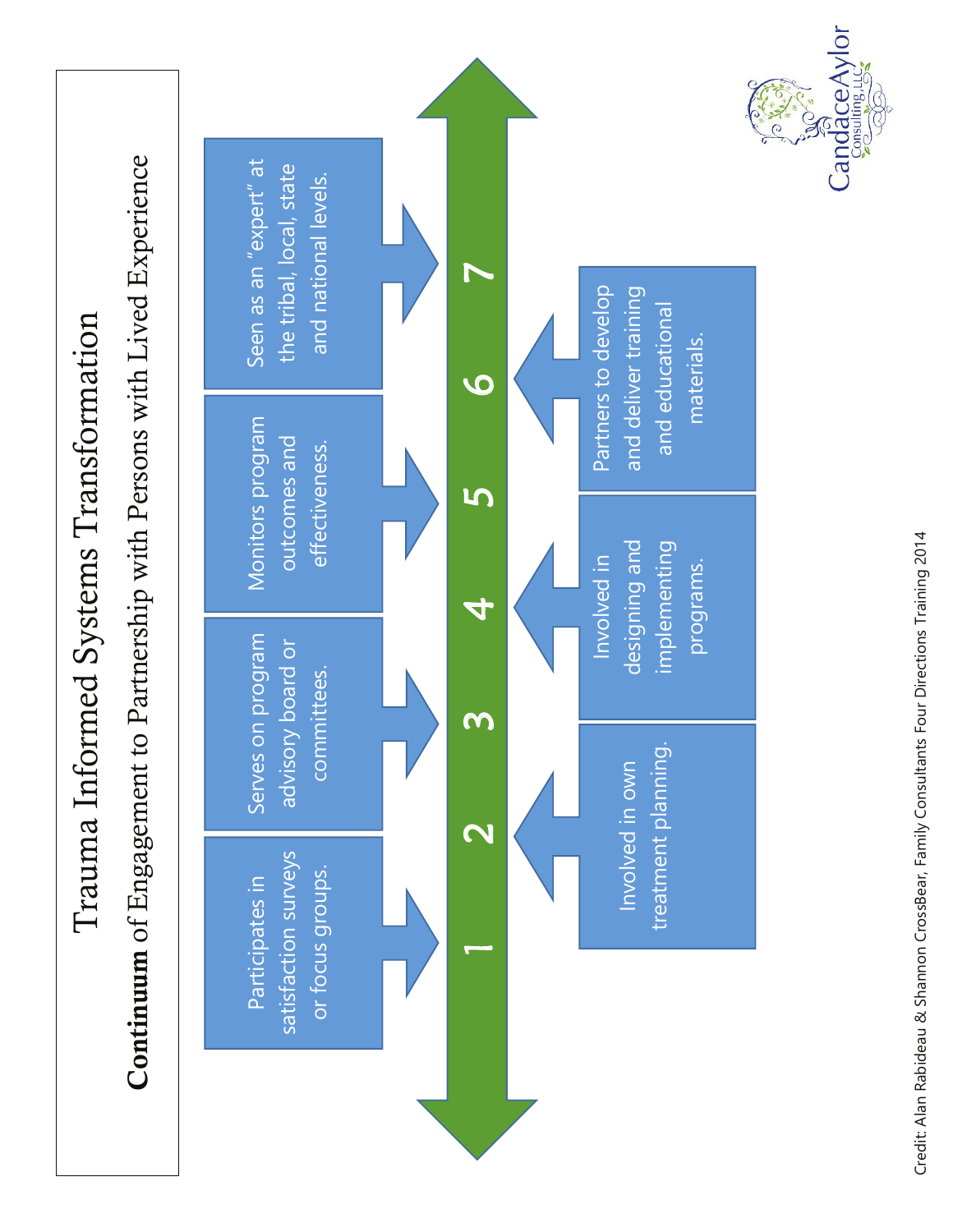# Trauma Informed Systems Transformation

## **Continuum** of Engagement to Partnership with Persons with Lived Experience

1. Participates in satisfaction surveys or focus groups.
2. Involved in own treatment planning.
3. Serves on program advisory board or committees.
4. Involved in designing and implementing programs.
5. Monitors program outcomes and effectiveness.
6. Partners to develop and deliver training and educational materials.
7. Seen as an "expert" at the tribal, local, state and national levels.

CandaceAylor Consulting, LLC

Credit: Alan Rabideau & Shannon CrossBear, Family Consultants Four Directions Training 2014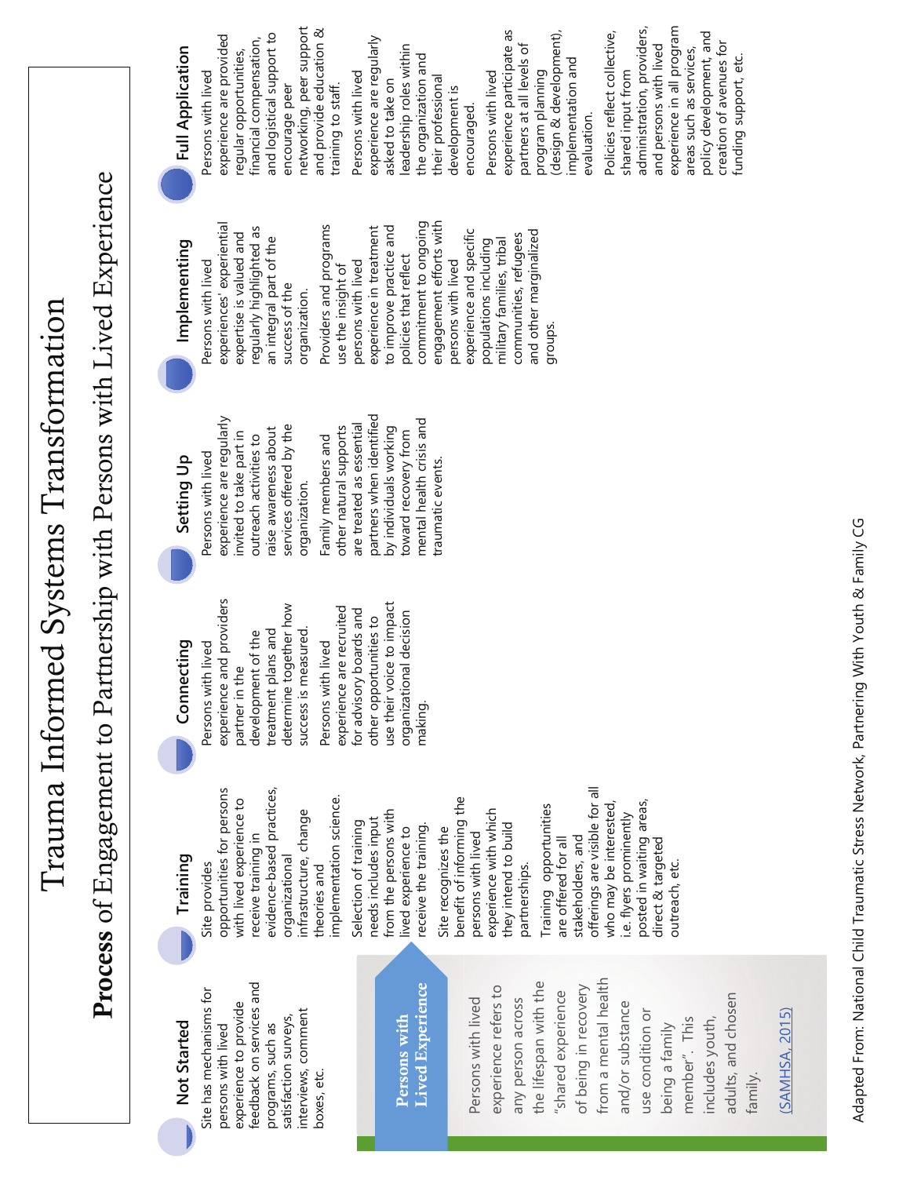# Trauma Informed Systems Transformation

## **Process** of Engagement to Partnership with Persons with Lived Experience

### Not Started

Site has mechanisms for persons with lived experience to provide feedback on services and programs, such as satisfaction surveys, interviews, comment boxes, etc.

### Training

Site provides opportunities for persons with lived experience to receive training in evidence-based practices, organizational infrastructure, change theories and implementation science.

Selection of training needs includes input from the persons with lived experience to receive the training.

Site recognizes the benefit of informing the persons with lived experience with which they intend to build partnerships.

Training opportunities are offered for all stakeholders, and offerings are visible for all who may be interested, i.e. flyers prominently posted in waiting areas, direct & targeted outreach, etc.

### Connecting

Persons with lived experience and providers partner in the development of the treatment plans and determine together how success is measured.

Persons with lived experience are recruited for advisory boards and other opportunities to use their voice to impact organizational decision making.

### Setting Up

Persons with lived experience are regularly invited to take part in outreach activities to raise awareness about services offered by the organization.

Family members and other natural supports are treated as essential partners when identified by individuals working toward recovery from mental health crisis and traumatic events.

### Implementing

Persons with lived experiences' experiential expertise is valued and regularly highlighted as an integral part of the success of the organization.

Providers and programs use the insight of persons with lived experience in treatment to improve practice and policies that reflect commitment to ongoing engagement efforts with persons with lived experience and specific populations including military families, tribal communities, refugees and other marginalized groups.

### Full Application

Persons with lived experience are provided regular opportunities, financial compensation, and logistical support to encourage peer networking, peer support and provide education & training to staff.

Persons with lived experience are regularly asked to take on leadership roles within the organization and their professional development is encouraged.

Persons with lived experience participate as partners at all levels of program planning (design & development), implementation and evaluation.

Policies reflect collective, shared input from administration, providers, and persons with lived experience in all program areas such as services, policy development, and creation of avenues for funding support, etc.

### Persons with Lived Experience

Persons with lived experience refers to any person across the lifespan with the "shared experience of being in recovery from a mental health and/or substance use condition or being a family member". This includes youth, adults, and chosen family.

(SAMHSA, 2015)

Adapted From: National Child Traumatic Stress Network, Partnering With Youth & Family CG